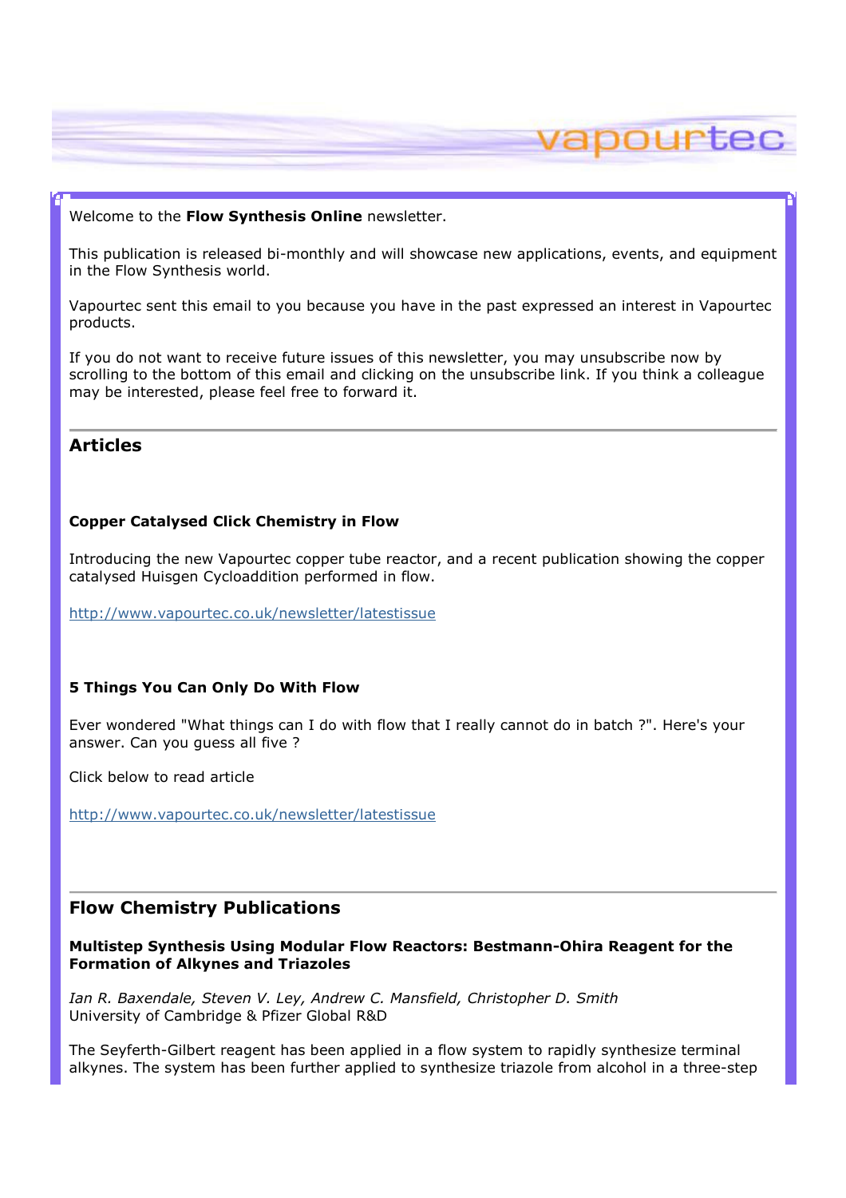Welcome to the **Flow Synthesis Online** newsletter.

This publication is released bi-monthly and will showcase new applications, events, and equipment in the Flow Synthesis world.

Vapourtec sent this email to you because you have in the past expressed an interest in Vapourtec products.

If you do not want to receive future issues of this newsletter, you may unsubscribe now by scrolling to the bottom of this email and clicking on the unsubscribe link. If you think a colleague may be interested, please feel free to forward it.

---

## Articles

### Copper Catalysed Click Chemistry in Flow

Introducing the new Vapourtec copper tube reactor, and a recent publication showing the copper catalysed Huisgen Cycloaddition performed in flow.

[http://www.vapourtec.co.uk/newsletter/latestissue](http://www.vapourtec.co.uk/newsletter/latestissue)

### 5 Things You Can Only Do With Flow

Ever wondered "What things can I do with flow that I really cannot do in batch ?". Here's your answer. Can you guess all five ?

Click below to read article

[http://www.vapourtec.co.uk/newsletter/latestissue](http://www.vapourtec.co.uk/newsletter/latestissue)

---

## Flow Chemistry Publications

### Multistep Synthesis Using Modular Flow Reactors: Bestmann-Ohira Reagent for the Formation of Alkynes and Triazoles

*Ian R. Baxendale, Steven V. Ley, Andrew C. Mansfield, Christopher D. Smith*
University of Cambridge & Pfizer Global R&D

The Seyferth-Gilbert reagent has been applied in a flow system to rapidly synthesize terminal alkynes. The system has been further applied to synthesize triazole from alcohol in a three-step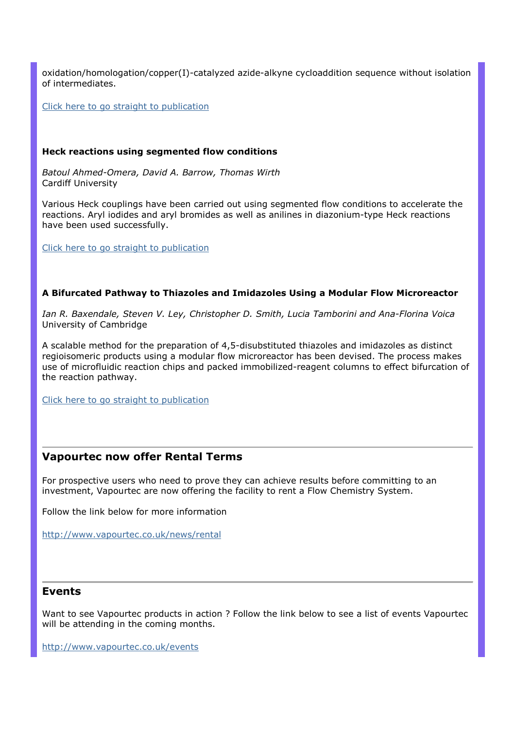oxidation/homologation/copper(I)-catalyzed azide-alkyne cycloaddition sequence without isolation of intermediates.

Click here to go straight to publication

**Heck reactions using segmented flow conditions**

*Batoul Ahmed-Omera, David A. Barrow, Thomas Wirth*
Cardiff University

Various Heck couplings have been carried out using segmented flow conditions to accelerate the reactions. Aryl iodides and aryl bromides as well as anilines in diazonium-type Heck reactions have been used successfully.

Click here to go straight to publication

**A Bifurcated Pathway to Thiazoles and Imidazoles Using a Modular Flow Microreactor**

*Ian R. Baxendale, Steven V. Ley, Christopher D. Smith, Lucia Tamborini and Ana-Florina Voica*
University of Cambridge

A scalable method for the preparation of 4,5-disubstituted thiazoles and imidazoles as distinct regioisomeric products using a modular flow microreactor has been devised. The process makes use of microfluidic reaction chips and packed immobilized-reagent columns to effect bifurcation of the reaction pathway.

Click here to go straight to publication

---

## Vapourtec now offer Rental Terms

For prospective users who need to prove they can achieve results before committing to an investment, Vapourtec are now offering the facility to rent a Flow Chemistry System.

Follow the link below for more information

http://www.vapourtec.co.uk/news/rental

---

## Events

Want to see Vapourtec products in action ? Follow the link below to see a list of events Vapourtec will be attending in the coming months.

http://www.vapourtec.co.uk/events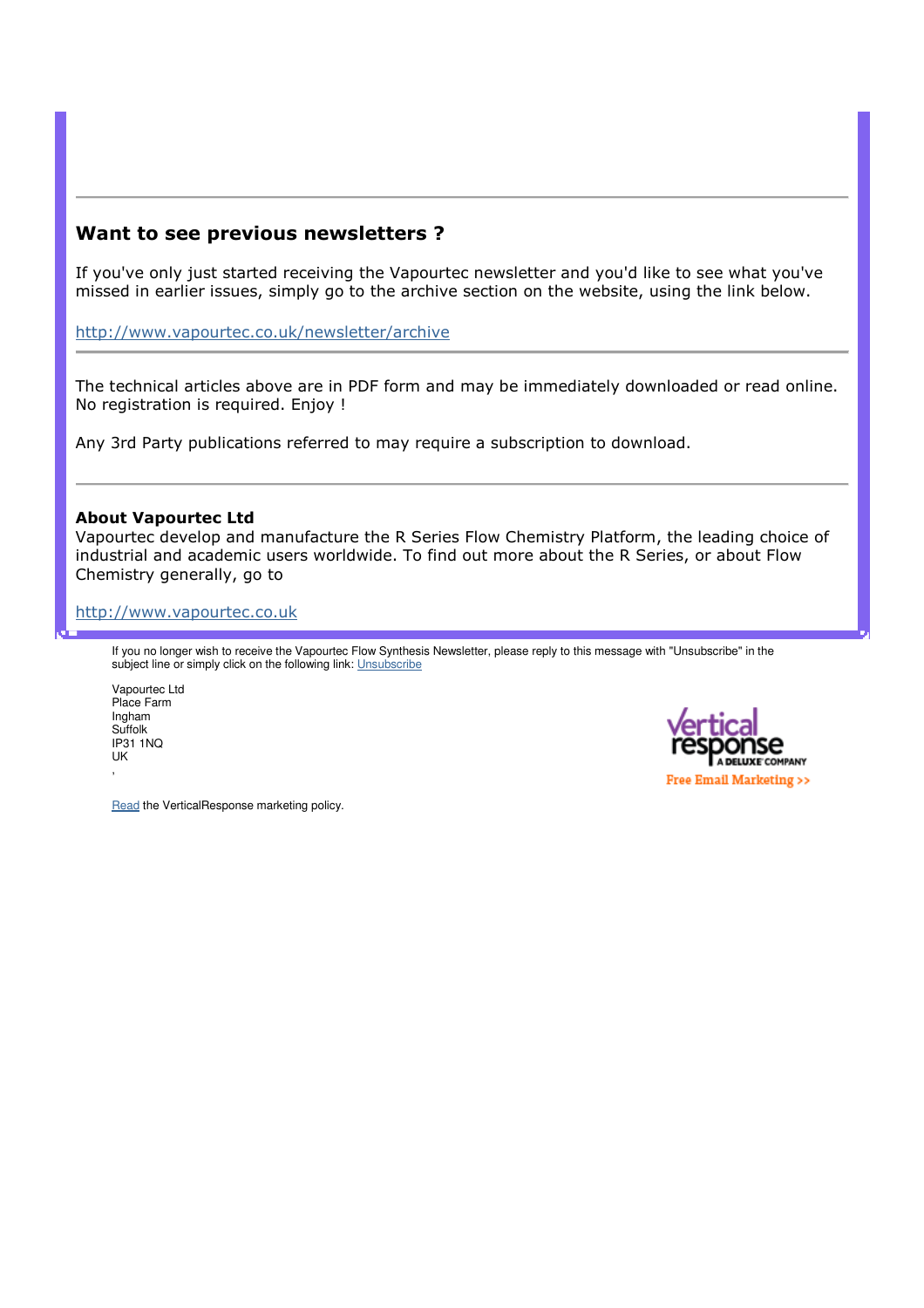---

## Want to see previous newsletters ?

If you've only just started receiving the Vapourtec newsletter and you'd like to see what you've missed in earlier issues, simply go to the archive section on the website, using the link below.

http://www.vapourtec.co.uk/newsletter/archive

---

The technical articles above are in PDF form and may be immediately downloaded or read online. No registration is required. Enjoy !

Any 3rd Party publications referred to may require a subscription to download.

---

**About Vapourtec Ltd**
Vapourtec develop and manufacture the R Series Flow Chemistry Platform, the leading choice of industrial and academic users worldwide. To find out more about the R Series, or about Flow Chemistry generally, go to

http://www.vapourtec.co.uk

If you no longer wish to receive the Vapourtec Flow Synthesis Newsletter, please reply to this message with "Unsubscribe" in the subject line or simply click on the following link: Unsubscribe

Vapourtec Ltd
Place Farm
Ingham
Suffolk
IP31 1NQ
UK
,

Vertical response A DELUXE COMPANY
Free Email Marketing >>

Read the VerticalResponse marketing policy.